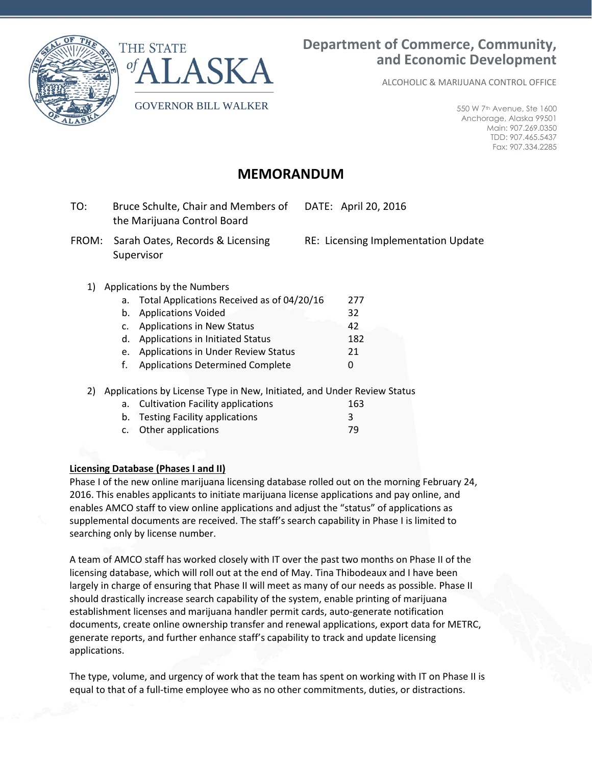THE STATE of ALASKA

GOVERNOR BILL WALKER

**Department of Commerce, Community, and Economic Development**

ALCOHOLIC & MARIJUANA CONTROL OFFICE

550 W 7th Avenue, Ste 1600
Anchorage, Alaska 99501
Main: 907.269.0350
TDD: 907.465.5437
Fax: 907.334.2285

# MEMORANDUM

TO: Bruce Schulte, Chair and Members of the Marijuana Control Board

DATE: April 20, 2016

FROM: Sarah Oates, Records & Licensing Supervisor

RE: Licensing Implementation Update

1) Applications by the Numbers
   a. Total Applications Received as of 04/20/16 277
   b. Applications Voided 32
   c. Applications in New Status 42
   d. Applications in Initiated Status 182
   e. Applications in Under Review Status 21
   f. Applications Determined Complete 0

2) Applications by License Type in New, Initiated, and Under Review Status
   a. Cultivation Facility applications 163
   b. Testing Facility applications 3
   c. Other applications 79

**Licensing Database (Phases I and II)**

Phase I of the new online marijuana licensing database rolled out on the morning February 24, 2016. This enables applicants to initiate marijuana license applications and pay online, and enables AMCO staff to view online applications and adjust the "status" of applications as supplemental documents are received. The staff's search capability in Phase I is limited to searching only by license number.

A team of AMCO staff has worked closely with IT over the past two months on Phase II of the licensing database, which will roll out at the end of May. Tina Thibodeaux and I have been largely in charge of ensuring that Phase II will meet as many of our needs as possible. Phase II should drastically increase search capability of the system, enable printing of marijuana establishment licenses and marijuana handler permit cards, auto-generate notification documents, create online ownership transfer and renewal applications, export data for METRC, generate reports, and further enhance staff's capability to track and update licensing applications.

The type, volume, and urgency of work that the team has spent on working with IT on Phase II is equal to that of a full-time employee who as no other commitments, duties, or distractions.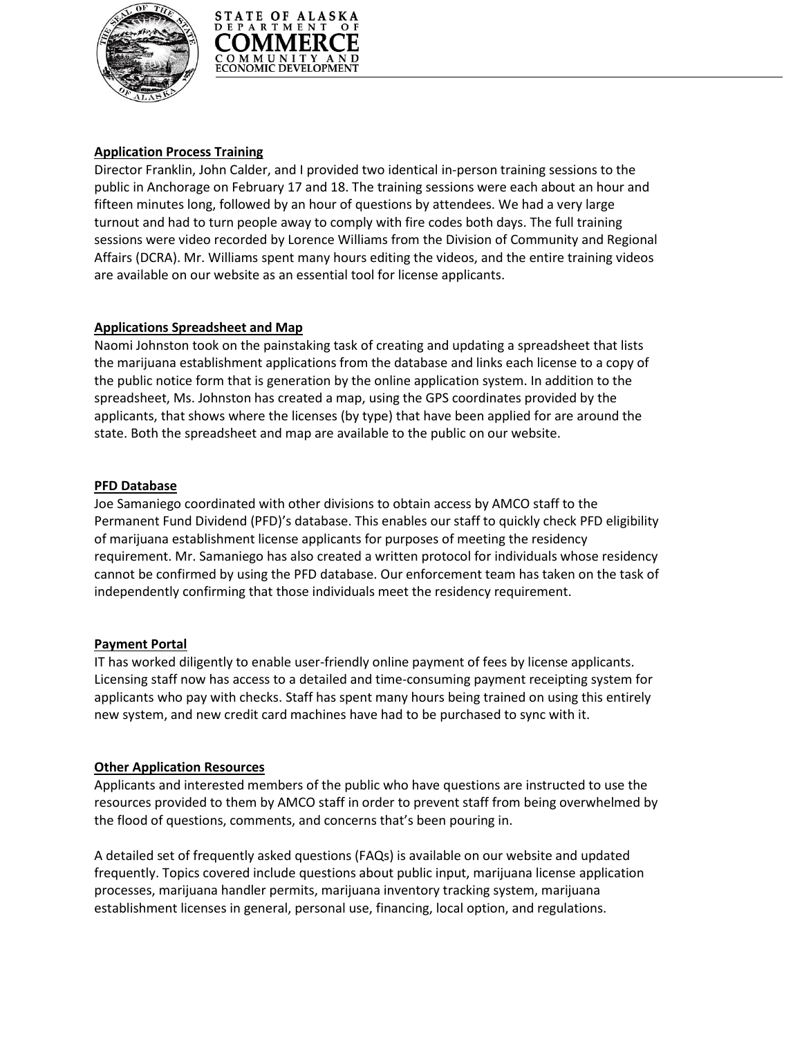**Application Process Training**

Director Franklin, John Calder, and I provided two identical in-person training sessions to the public in Anchorage on February 17 and 18. The training sessions were each about an hour and fifteen minutes long, followed by an hour of questions by attendees. We had a very large turnout and had to turn people away to comply with fire codes both days. The full training sessions were video recorded by Lorence Williams from the Division of Community and Regional Affairs (DCRA). Mr. Williams spent many hours editing the videos, and the entire training videos are available on our website as an essential tool for license applicants.

**Applications Spreadsheet and Map**

Naomi Johnston took on the painstaking task of creating and updating a spreadsheet that lists the marijuana establishment applications from the database and links each license to a copy of the public notice form that is generation by the online application system. In addition to the spreadsheet, Ms. Johnston has created a map, using the GPS coordinates provided by the applicants, that shows where the licenses (by type) that have been applied for are around the state. Both the spreadsheet and map are available to the public on our website.

**PFD Database**

Joe Samaniego coordinated with other divisions to obtain access by AMCO staff to the Permanent Fund Dividend (PFD)'s database. This enables our staff to quickly check PFD eligibility of marijuana establishment license applicants for purposes of meeting the residency requirement. Mr. Samaniego has also created a written protocol for individuals whose residency cannot be confirmed by using the PFD database. Our enforcement team has taken on the task of independently confirming that those individuals meet the residency requirement.

**Payment Portal**

IT has worked diligently to enable user-friendly online payment of fees by license applicants. Licensing staff now has access to a detailed and time-consuming payment receipting system for applicants who pay with checks. Staff has spent many hours being trained on using this entirely new system, and new credit card machines have had to be purchased to sync with it.

**Other Application Resources**

Applicants and interested members of the public who have questions are instructed to use the resources provided to them by AMCO staff in order to prevent staff from being overwhelmed by the flood of questions, comments, and concerns that's been pouring in.

A detailed set of frequently asked questions (FAQs) is available on our website and updated frequently. Topics covered include questions about public input, marijuana license application processes, marijuana handler permits, marijuana inventory tracking system, marijuana establishment licenses in general, personal use, financing, local option, and regulations.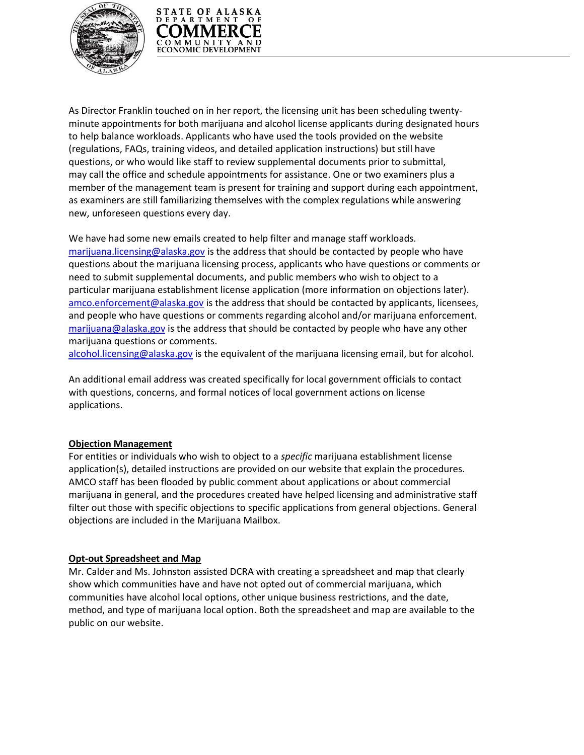As Director Franklin touched on in her report, the licensing unit has been scheduling twenty-minute appointments for both marijuana and alcohol license applicants during designated hours to help balance workloads. Applicants who have used the tools provided on the website (regulations, FAQs, training videos, and detailed application instructions) but still have questions, or who would like staff to review supplemental documents prior to submittal, may call the office and schedule appointments for assistance. One or two examiners plus a member of the management team is present for training and support during each appointment, as examiners are still familiarizing themselves with the complex regulations while answering new, unforeseen questions every day.

We have had some new emails created to help filter and manage staff workloads. marijuana.licensing@alaska.gov is the address that should be contacted by people who have questions about the marijuana licensing process, applicants who have questions or comments or need to submit supplemental documents, and public members who wish to object to a particular marijuana establishment license application (more information on objections later). amco.enforcement@alaska.gov is the address that should be contacted by applicants, licensees, and people who have questions or comments regarding alcohol and/or marijuana enforcement. marijuana@alaska.gov is the address that should be contacted by people who have any other marijuana questions or comments.
alcohol.licensing@alaska.gov is the equivalent of the marijuana licensing email, but for alcohol.

An additional email address was created specifically for local government officials to contact with questions, concerns, and formal notices of local government actions on license applications.

**Objection Management**

For entities or individuals who wish to object to a *specific* marijuana establishment license application(s), detailed instructions are provided on our website that explain the procedures. AMCO staff has been flooded by public comment about applications or about commercial marijuana in general, and the procedures created have helped licensing and administrative staff filter out those with specific objections to specific applications from general objections. General objections are included in the Marijuana Mailbox.

**Opt-out Spreadsheet and Map**

Mr. Calder and Ms. Johnston assisted DCRA with creating a spreadsheet and map that clearly show which communities have and have not opted out of commercial marijuana, which communities have alcohol local options, other unique business restrictions, and the date, method, and type of marijuana local option. Both the spreadsheet and map are available to the public on our website.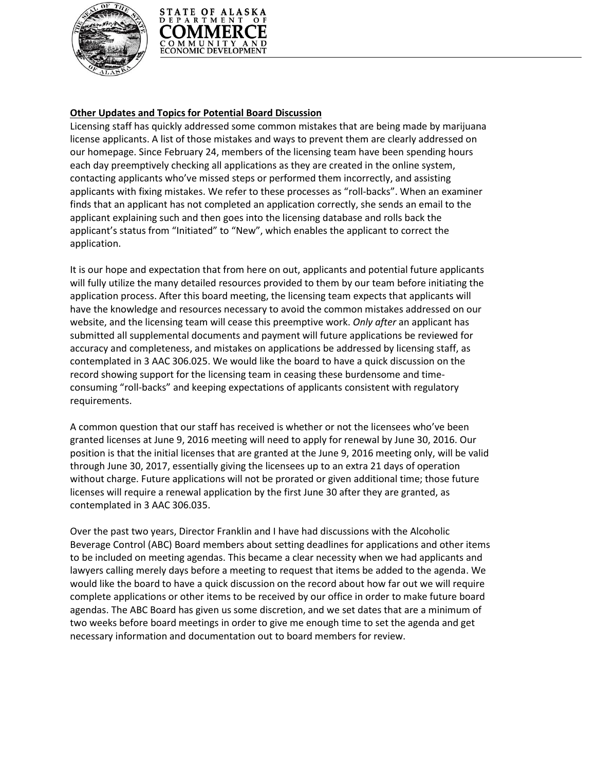**STATE OF ALASKA DEPARTMENT OF COMMERCE COMMUNITY AND ECONOMIC DEVELOPMENT**

**Other Updates and Topics for Potential Board Discussion**

Licensing staff has quickly addressed some common mistakes that are being made by marijuana license applicants. A list of those mistakes and ways to prevent them are clearly addressed on our homepage. Since February 24, members of the licensing team have been spending hours each day preemptively checking all applications as they are created in the online system, contacting applicants who've missed steps or performed them incorrectly, and assisting applicants with fixing mistakes. We refer to these processes as "roll-backs". When an examiner finds that an applicant has not completed an application correctly, she sends an email to the applicant explaining such and then goes into the licensing database and rolls back the applicant's status from "Initiated" to "New", which enables the applicant to correct the application.

It is our hope and expectation that from here on out, applicants and potential future applicants will fully utilize the many detailed resources provided to them by our team before initiating the application process. After this board meeting, the licensing team expects that applicants will have the knowledge and resources necessary to avoid the common mistakes addressed on our website, and the licensing team will cease this preemptive work. *Only after* an applicant has submitted all supplemental documents and payment will future applications be reviewed for accuracy and completeness, and mistakes on applications be addressed by licensing staff, as contemplated in 3 AAC 306.025. We would like the board to have a quick discussion on the record showing support for the licensing team in ceasing these burdensome and time-consuming "roll-backs" and keeping expectations of applicants consistent with regulatory requirements.

A common question that our staff has received is whether or not the licensees who've been granted licenses at June 9, 2016 meeting will need to apply for renewal by June 30, 2016. Our position is that the initial licenses that are granted at the June 9, 2016 meeting only, will be valid through June 30, 2017, essentially giving the licensees up to an extra 21 days of operation without charge. Future applications will not be prorated or given additional time; those future licenses will require a renewal application by the first June 30 after they are granted, as contemplated in 3 AAC 306.035.

Over the past two years, Director Franklin and I have had discussions with the Alcoholic Beverage Control (ABC) Board members about setting deadlines for applications and other items to be included on meeting agendas. This became a clear necessity when we had applicants and lawyers calling merely days before a meeting to request that items be added to the agenda. We would like the board to have a quick discussion on the record about how far out we will require complete applications or other items to be received by our office in order to make future board agendas. The ABC Board has given us some discretion, and we set dates that are a minimum of two weeks before board meetings in order to give me enough time to set the agenda and get necessary information and documentation out to board members for review.